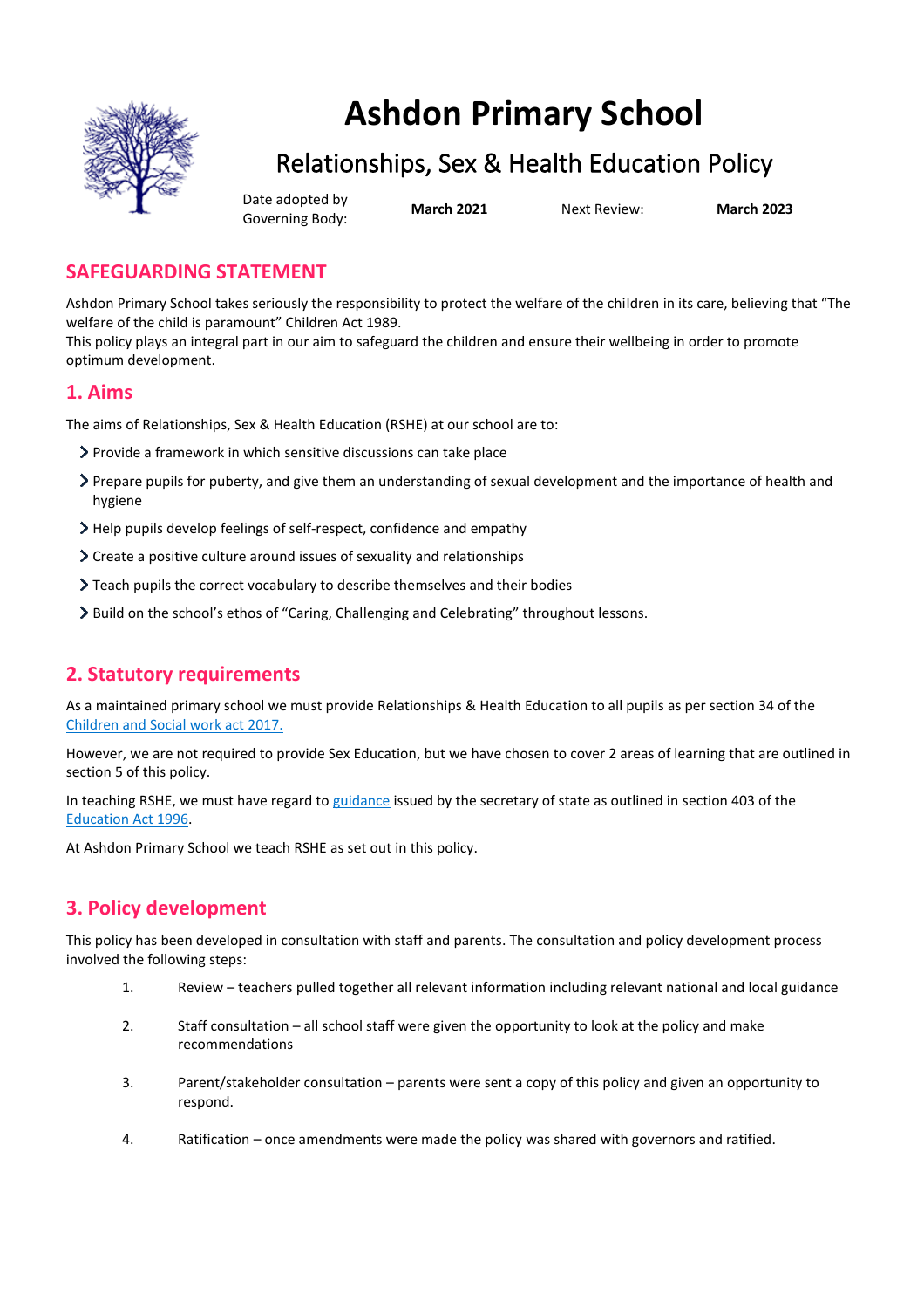# Ashdon Primary School

## Relationships, Sex & Health Education Policy

| Date adopted by Governing Body: | **March 2021** | Next Review: | **March 2023** |
|---|---|---|---|

## SAFEGUARDING STATEMENT

Ashdon Primary School takes seriously the responsibility to protect the welfare of the children in its care, believing that "The welfare of the child is paramount" Children Act 1989.
This policy plays an integral part in our aim to safeguard the children and ensure their wellbeing in order to promote optimum development.

## 1. Aims

The aims of Relationships, Sex & Health Education (RSHE) at our school are to:

- Provide a framework in which sensitive discussions can take place
- Prepare pupils for puberty, and give them an understanding of sexual development and the importance of health and hygiene
- Help pupils develop feelings of self-respect, confidence and empathy
- Create a positive culture around issues of sexuality and relationships
- Teach pupils the correct vocabulary to describe themselves and their bodies
- Build on the school's ethos of "Caring, Challenging and Celebrating" throughout lessons.

## 2. Statutory requirements

As a maintained primary school we must provide Relationships & Health Education to all pupils as per section 34 of the Children and Social work act 2017.

However, we are not required to provide Sex Education, but we have chosen to cover 2 areas of learning that are outlined in section 5 of this policy.

In teaching RSHE, we must have regard to guidance issued by the secretary of state as outlined in section 403 of the Education Act 1996.

At Ashdon Primary School we teach RSHE as set out in this policy.

## 3. Policy development

This policy has been developed in consultation with staff and parents. The consultation and policy development process involved the following steps:

1. Review – teachers pulled together all relevant information including relevant national and local guidance
2. Staff consultation – all school staff were given the opportunity to look at the policy and make recommendations
3. Parent/stakeholder consultation – parents were sent a copy of this policy and given an opportunity to respond.
4. Ratification – once amendments were made the policy was shared with governors and ratified.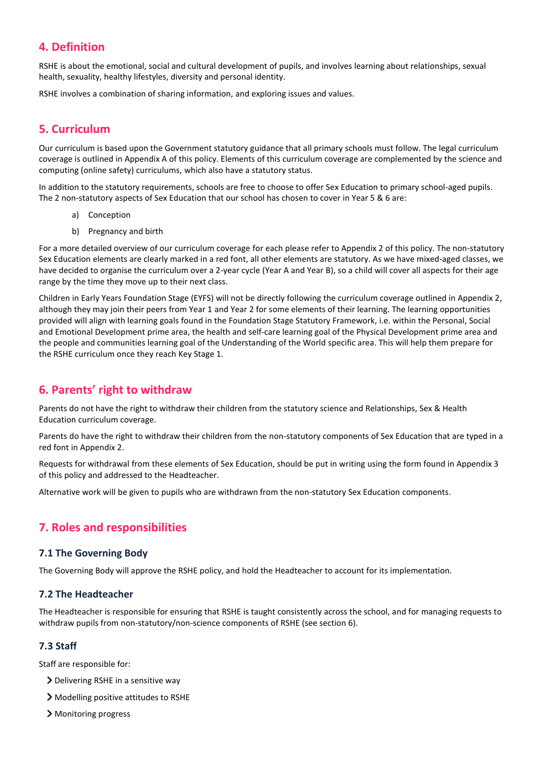## 4. Definition

RSHE is about the emotional, social and cultural development of pupils, and involves learning about relationships, sexual health, sexuality, healthy lifestyles, diversity and personal identity.

RSHE involves a combination of sharing information, and exploring issues and values.

## 5. Curriculum

Our curriculum is based upon the Government statutory guidance that all primary schools must follow. The legal curriculum coverage is outlined in Appendix A of this policy. Elements of this curriculum coverage are complemented by the science and computing (online safety) curriculums, which also have a statutory status.

In addition to the statutory requirements, schools are free to choose to offer Sex Education to primary school-aged pupils. The 2 non-statutory aspects of Sex Education that our school has chosen to cover in Year 5 & 6 are:

a) Conception
b) Pregnancy and birth

For a more detailed overview of our curriculum coverage for each please refer to Appendix 2 of this policy. The non-statutory Sex Education elements are clearly marked in a red font, all other elements are statutory. As we have mixed-aged classes, we have decided to organise the curriculum over a 2-year cycle (Year A and Year B), so a child will cover all aspects for their age range by the time they move up to their next class.

Children in Early Years Foundation Stage (EYFS) will not be directly following the curriculum coverage outlined in Appendix 2, although they may join their peers from Year 1 and Year 2 for some elements of their learning. The learning opportunities provided will align with learning goals found in the Foundation Stage Statutory Framework, i.e. within the Personal, Social and Emotional Development prime area, the health and self-care learning goal of the Physical Development prime area and the people and communities learning goal of the Understanding of the World specific area. This will help them prepare for the RSHE curriculum once they reach Key Stage 1.

## 6. Parents' right to withdraw

Parents do not have the right to withdraw their children from the statutory science and Relationships, Sex & Health Education curriculum coverage.

Parents do have the right to withdraw their children from the non-statutory components of Sex Education that are typed in a red font in Appendix 2.

Requests for withdrawal from these elements of Sex Education, should be put in writing using the form found in Appendix 3 of this policy and addressed to the Headteacher.

Alternative work will be given to pupils who are withdrawn from the non-statutory Sex Education components.

## 7. Roles and responsibilities

### 7.1 The Governing Body

The Governing Body will approve the RSHE policy, and hold the Headteacher to account for its implementation.

### 7.2 The Headteacher

The Headteacher is responsible for ensuring that RSHE is taught consistently across the school, and for managing requests to withdraw pupils from non-statutory/non-science components of RSHE (see section 6).

### 7.3 Staff

Staff are responsible for:

- Delivering RSHE in a sensitive way
- Modelling positive attitudes to RSHE
- Monitoring progress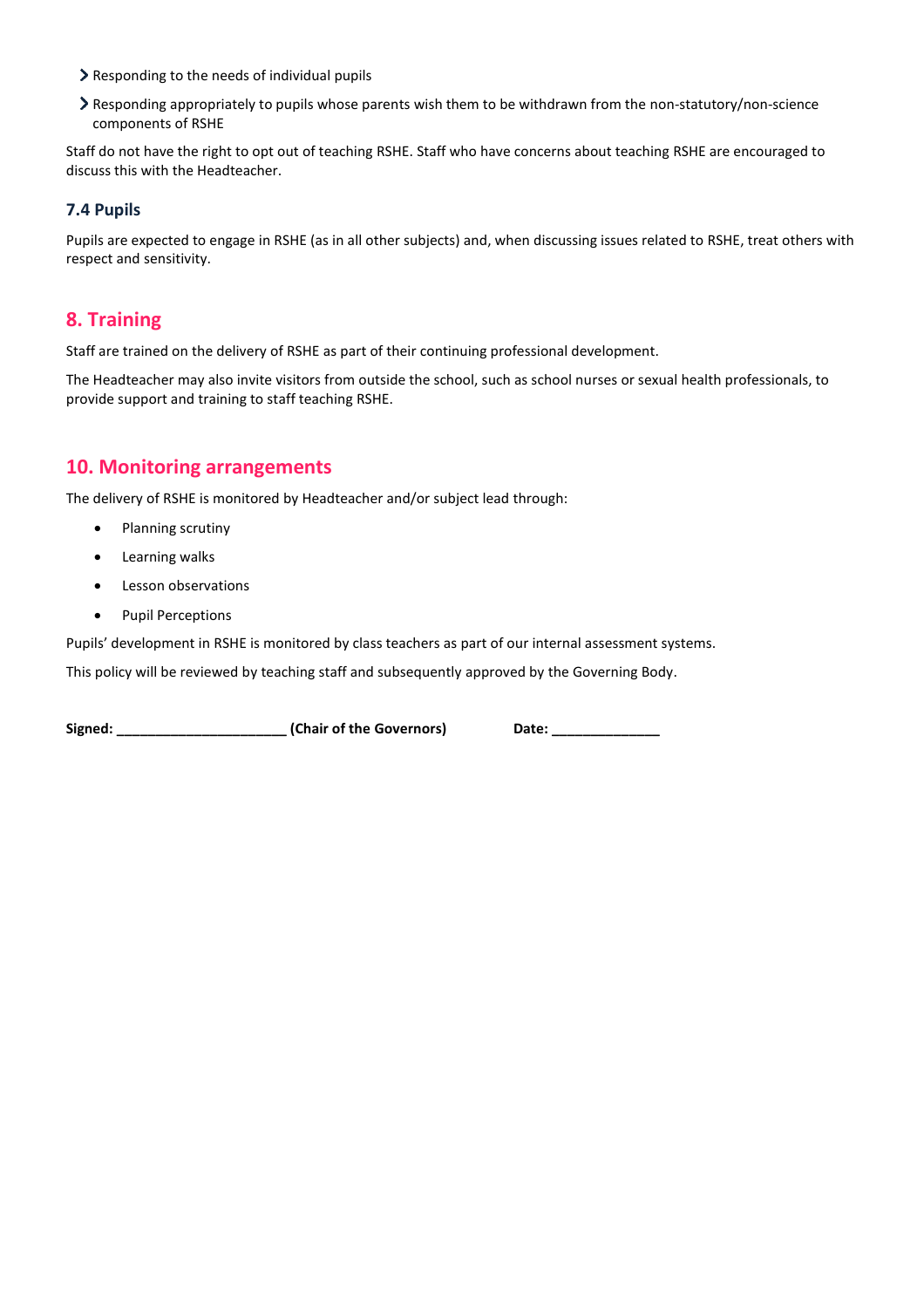- Responding to the needs of individual pupils
- Responding appropriately to pupils whose parents wish them to be withdrawn from the non-statutory/non-science components of RSHE

Staff do not have the right to opt out of teaching RSHE. Staff who have concerns about teaching RSHE are encouraged to discuss this with the Headteacher.

### 7.4 Pupils

Pupils are expected to engage in RSHE (as in all other subjects) and, when discussing issues related to RSHE, treat others with respect and sensitivity.

## 8. Training

Staff are trained on the delivery of RSHE as part of their continuing professional development.

The Headteacher may also invite visitors from outside the school, such as school nurses or sexual health professionals, to provide support and training to staff teaching RSHE.

## 10. Monitoring arrangements

The delivery of RSHE is monitored by Headteacher and/or subject lead through:

- Planning scrutiny
- Learning walks
- Lesson observations
- Pupil Perceptions

Pupils' development in RSHE is monitored by class teachers as part of our internal assessment systems.

This policy will be reviewed by teaching staff and subsequently approved by the Governing Body.

**Signed: ______________________ (Chair of the Governors)** **Date: ______________**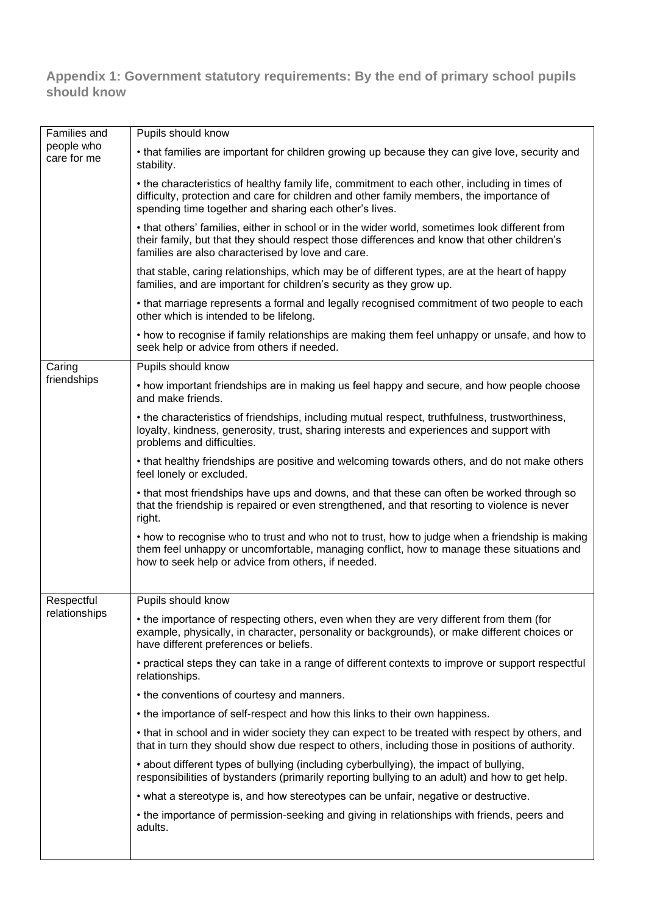## Appendix 1: Government statutory requirements: By the end of primary school pupils should know

| | |
|---|---|
| Families and people who care for me | Pupils should know<br><br>• that families are important for children growing up because they can give love, security and stability.<br><br>• the characteristics of healthy family life, commitment to each other, including in times of difficulty, protection and care for children and other family members, the importance of spending time together and sharing each other's lives.<br><br>• that others' families, either in school or in the wider world, sometimes look different from their family, but that they should respect those differences and know that other children's families are also characterised by love and care.<br><br>that stable, caring relationships, which may be of different types, are at the heart of happy families, and are important for children's security as they grow up.<br><br>• that marriage represents a formal and legally recognised commitment of two people to each other which is intended to be lifelong.<br><br>• how to recognise if family relationships are making them feel unhappy or unsafe, and how to seek help or advice from others if needed. |
| Caring friendships | Pupils should know<br><br>• how important friendships are in making us feel happy and secure, and how people choose and make friends.<br><br>• the characteristics of friendships, including mutual respect, truthfulness, trustworthiness, loyalty, kindness, generosity, trust, sharing interests and experiences and support with problems and difficulties.<br><br>• that healthy friendships are positive and welcoming towards others, and do not make others feel lonely or excluded.<br><br>• that most friendships have ups and downs, and that these can often be worked through so that the friendship is repaired or even strengthened, and that resorting to violence is never right.<br><br>• how to recognise who to trust and who not to trust, how to judge when a friendship is making them feel unhappy or uncomfortable, managing conflict, how to manage these situations and how to seek help or advice from others, if needed. |
| Respectful relationships | Pupils should know<br><br>• the importance of respecting others, even when they are very different from them (for example, physically, in character, personality or backgrounds), or make different choices or have different preferences or beliefs.<br><br>• practical steps they can take in a range of different contexts to improve or support respectful relationships.<br><br>• the conventions of courtesy and manners.<br><br>• the importance of self-respect and how this links to their own happiness.<br><br>• that in school and in wider society they can expect to be treated with respect by others, and that in turn they should show due respect to others, including those in positions of authority.<br><br>• about different types of bullying (including cyberbullying), the impact of bullying, responsibilities of bystanders (primarily reporting bullying to an adult) and how to get help.<br><br>• what a stereotype is, and how stereotypes can be unfair, negative or destructive.<br><br>• the importance of permission-seeking and giving in relationships with friends, peers and adults. |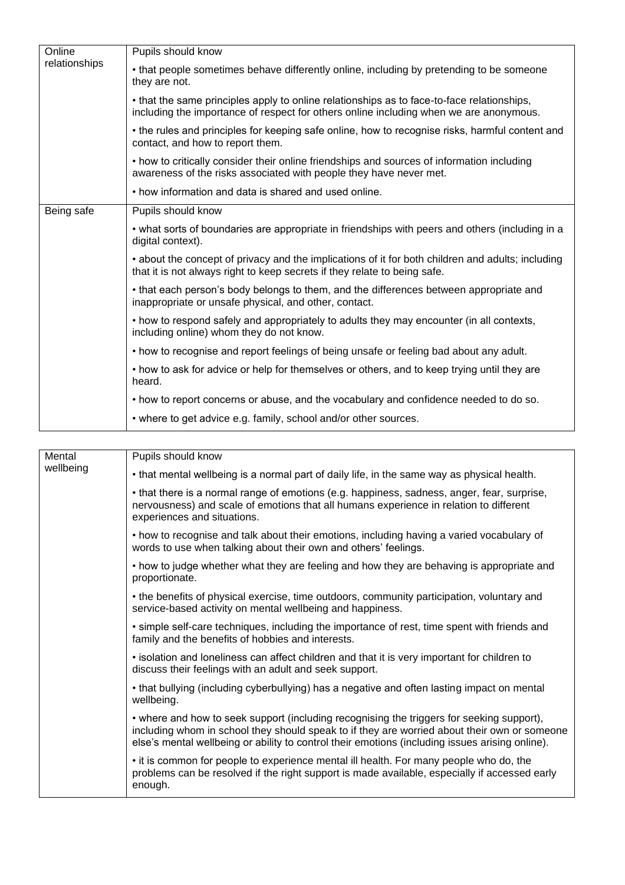| | |
|---|---|
| Online relationships | Pupils should know |
| | • that people sometimes behave differently online, including by pretending to be someone they are not. |
| | • that the same principles apply to online relationships as to face-to-face relationships, including the importance of respect for others online including when we are anonymous. |
| | • the rules and principles for keeping safe online, how to recognise risks, harmful content and contact, and how to report them. |
| | • how to critically consider their online friendships and sources of information including awareness of the risks associated with people they have never met. |
| | • how information and data is shared and used online. |
| Being safe | Pupils should know |
| | • what sorts of boundaries are appropriate in friendships with peers and others (including in a digital context). |
| | • about the concept of privacy and the implications of it for both children and adults; including that it is not always right to keep secrets if they relate to being safe. |
| | • that each person's body belongs to them, and the differences between appropriate and inappropriate or unsafe physical, and other, contact. |
| | • how to respond safely and appropriately to adults they may encounter (in all contexts, including online) whom they do not know. |
| | • how to recognise and report feelings of being unsafe or feeling bad about any adult. |
| | • how to ask for advice or help for themselves or others, and to keep trying until they are heard. |
| | • how to report concerns or abuse, and the vocabulary and confidence needed to do so. |
| | • where to get advice e.g. family, school and/or other sources. |

| | |
|---|---|
| Mental wellbeing | Pupils should know |
| | • that mental wellbeing is a normal part of daily life, in the same way as physical health. |
| | • that there is a normal range of emotions (e.g. happiness, sadness, anger, fear, surprise, nervousness) and scale of emotions that all humans experience in relation to different experiences and situations. |
| | • how to recognise and talk about their emotions, including having a varied vocabulary of words to use when talking about their own and others' feelings. |
| | • how to judge whether what they are feeling and how they are behaving is appropriate and proportionate. |
| | • the benefits of physical exercise, time outdoors, community participation, voluntary and service-based activity on mental wellbeing and happiness. |
| | • simple self-care techniques, including the importance of rest, time spent with friends and family and the benefits of hobbies and interests. |
| | • isolation and loneliness can affect children and that it is very important for children to discuss their feelings with an adult and seek support. |
| | • that bullying (including cyberbullying) has a negative and often lasting impact on mental wellbeing. |
| | • where and how to seek support (including recognising the triggers for seeking support), including whom in school they should speak to if they are worried about their own or someone else's mental wellbeing or ability to control their emotions (including issues arising online). |
| | • it is common for people to experience mental ill health. For many people who do, the problems can be resolved if the right support is made available, especially if accessed early enough. |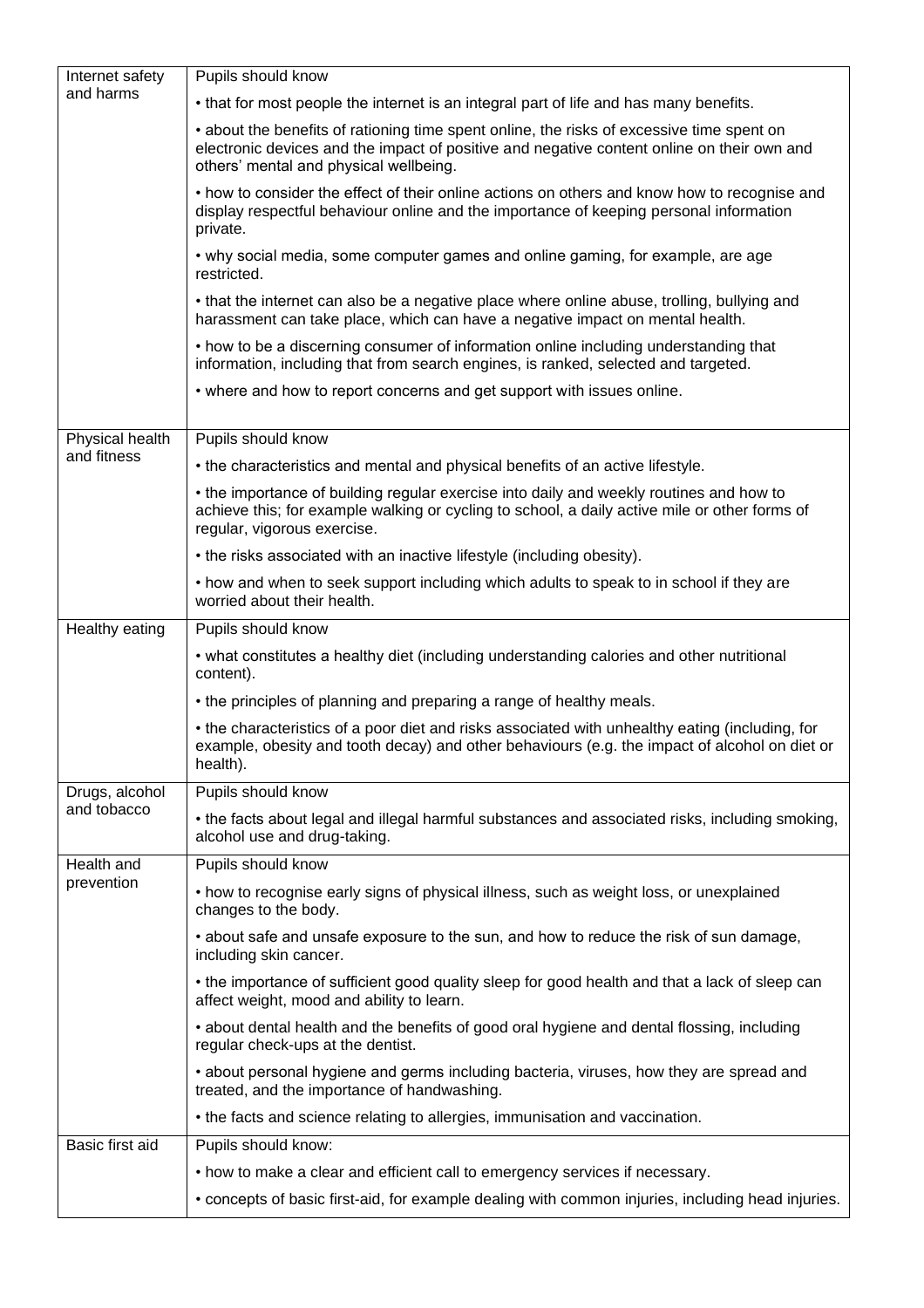| | |
|---|---|
| Internet safety and harms | Pupils should know |
| | • that for most people the internet is an integral part of life and has many benefits. |
| | • about the benefits of rationing time spent online, the risks of excessive time spent on electronic devices and the impact of positive and negative content online on their own and others' mental and physical wellbeing. |
| | • how to consider the effect of their online actions on others and know how to recognise and display respectful behaviour online and the importance of keeping personal information private. |
| | • why social media, some computer games and online gaming, for example, are age restricted. |
| | • that the internet can also be a negative place where online abuse, trolling, bullying and harassment can take place, which can have a negative impact on mental health. |
| | • how to be a discerning consumer of information online including understanding that information, including that from search engines, is ranked, selected and targeted. |
| | • where and how to report concerns and get support with issues online. |
| Physical health and fitness | Pupils should know |
| | • the characteristics and mental and physical benefits of an active lifestyle. |
| | • the importance of building regular exercise into daily and weekly routines and how to achieve this; for example walking or cycling to school, a daily active mile or other forms of regular, vigorous exercise. |
| | • the risks associated with an inactive lifestyle (including obesity). |
| | • how and when to seek support including which adults to speak to in school if they are worried about their health. |
| Healthy eating | Pupils should know |
| | • what constitutes a healthy diet (including understanding calories and other nutritional content). |
| | • the principles of planning and preparing a range of healthy meals. |
| | • the characteristics of a poor diet and risks associated with unhealthy eating (including, for example, obesity and tooth decay) and other behaviours (e.g. the impact of alcohol on diet or health). |
| Drugs, alcohol and tobacco | Pupils should know |
| | • the facts about legal and illegal harmful substances and associated risks, including smoking, alcohol use and drug-taking. |
| Health and prevention | Pupils should know |
| | • how to recognise early signs of physical illness, such as weight loss, or unexplained changes to the body. |
| | • about safe and unsafe exposure to the sun, and how to reduce the risk of sun damage, including skin cancer. |
| | • the importance of sufficient good quality sleep for good health and that a lack of sleep can affect weight, mood and ability to learn. |
| | • about dental health and the benefits of good oral hygiene and dental flossing, including regular check-ups at the dentist. |
| | • about personal hygiene and germs including bacteria, viruses, how they are spread and treated, and the importance of handwashing. |
| | • the facts and science relating to allergies, immunisation and vaccination. |
| Basic first aid | Pupils should know: |
| | • how to make a clear and efficient call to emergency services if necessary. |
| | • concepts of basic first-aid, for example dealing with common injuries, including head injuries. |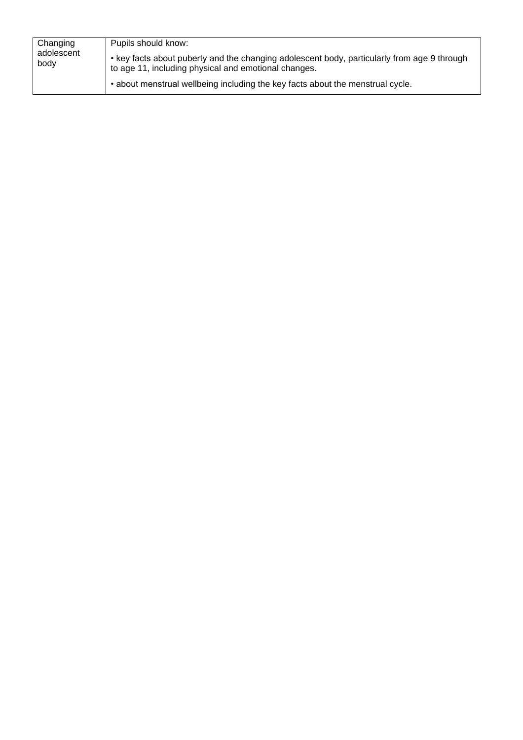| | |
|---|---|
| Changing adolescent body | Pupils should know:<br><br>• key facts about puberty and the changing adolescent body, particularly from age 9 through to age 11, including physical and emotional changes.<br><br>• about menstrual wellbeing including the key facts about the menstrual cycle. |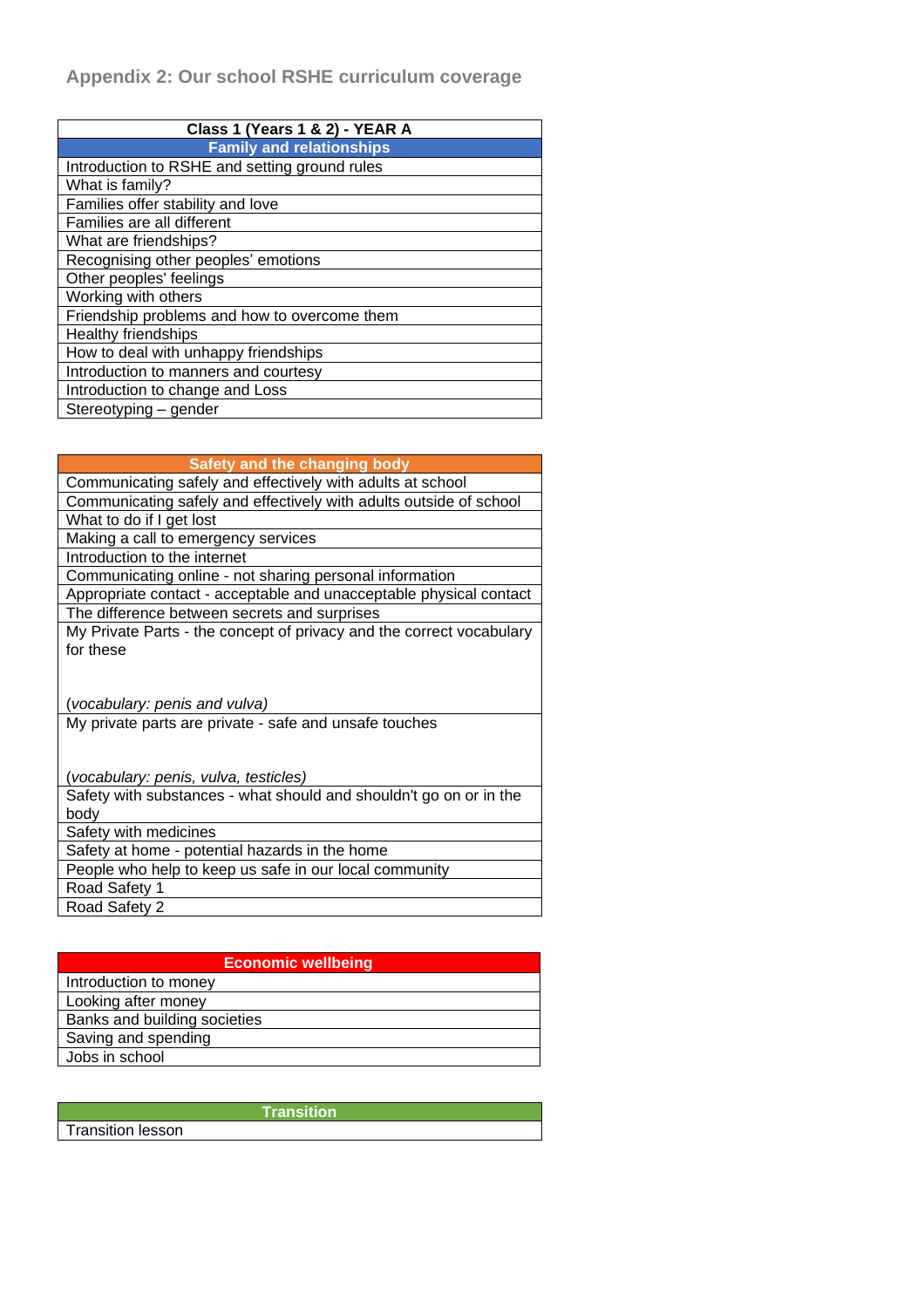## Appendix 2: Our school RSHE curriculum coverage

| Class 1 (Years 1 & 2) - YEAR A |
| --- |
| **Family and relationships** |
| Introduction to RSHE and setting ground rules |
| What is family? |
| Families offer stability and love |
| Families are all different |
| What are friendships? |
| Recognising other peoples' emotions |
| Other peoples' feelings |
| Working with others |
| Friendship problems and how to overcome them |
| Healthy friendships |
| How to deal with unhappy friendships |
| Introduction to manners and courtesy |
| Introduction to change and Loss |
| Stereotyping – gender |

| Safety and the changing body |
| --- |
| Communicating safely and effectively with adults at school |
| Communicating safely and effectively with adults outside of school |
| What to do if I get lost |
| Making a call to emergency services |
| Introduction to the internet |
| Communicating online - not sharing personal information |
| Appropriate contact - acceptable and unacceptable physical contact |
| The difference between secrets and surprises |
| My Private Parts - the concept of privacy and the correct vocabulary for these<br><br>(*vocabulary: penis and vulva*) |
| My private parts are private - safe and unsafe touches<br><br>(*vocabulary: penis, vulva, testicles*) |
| Safety with substances - what should and shouldn't go on or in the body |
| Safety with medicines |
| Safety at home - potential hazards in the home |
| People who help to keep us safe in our local community |
| Road Safety 1 |
| Road Safety 2 |

| Economic wellbeing |
| --- |
| Introduction to money |
| Looking after money |
| Banks and building societies |
| Saving and spending |
| Jobs in school |

| Transition |
| --- |
| Transition lesson |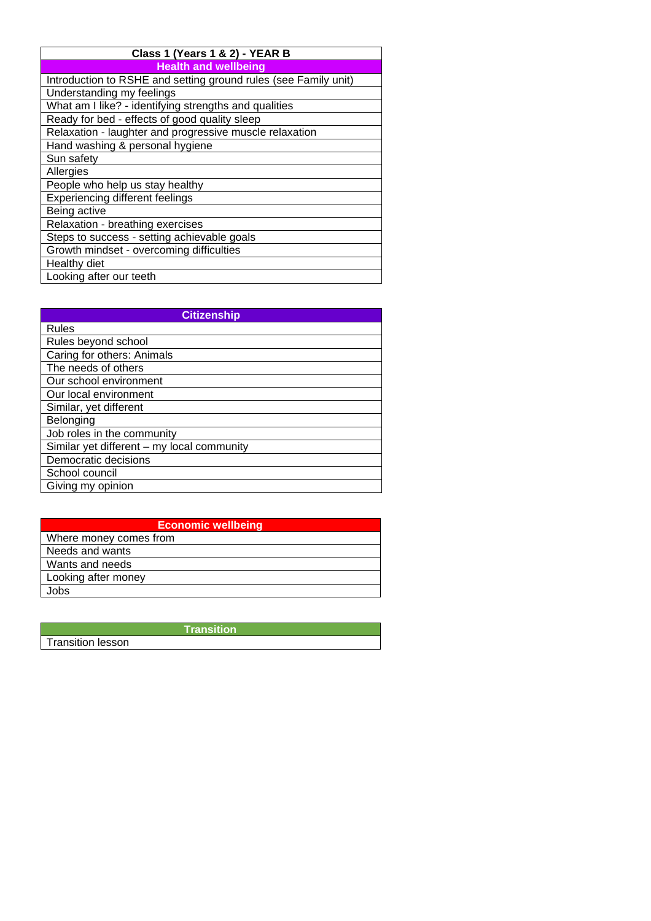| Class 1 (Years 1 & 2) - YEAR B |
|---|
| **Health and wellbeing** |
| Introduction to RSHE and setting ground rules (see Family unit) |
| Understanding my feelings |
| What am I like? - identifying strengths and qualities |
| Ready for bed - effects of good quality sleep |
| Relaxation - laughter and progressive muscle relaxation |
| Hand washing & personal hygiene |
| Sun safety |
| Allergies |
| People who help us stay healthy |
| Experiencing different feelings |
| Being active |
| Relaxation - breathing exercises |
| Steps to success - setting achievable goals |
| Growth mindset - overcoming difficulties |
| Healthy diet |
| Looking after our teeth |

| Citizenship |
|---|
| Rules |
| Rules beyond school |
| Caring for others: Animals |
| The needs of others |
| Our school environment |
| Our local environment |
| Similar, yet different |
| Belonging |
| Job roles in the community |
| Similar yet different – my local community |
| Democratic decisions |
| School council |
| Giving my opinion |

| Economic wellbeing |
|---|
| Where money comes from |
| Needs and wants |
| Wants and needs |
| Looking after money |
| Jobs |

| Transition |
|---|
| Transition lesson |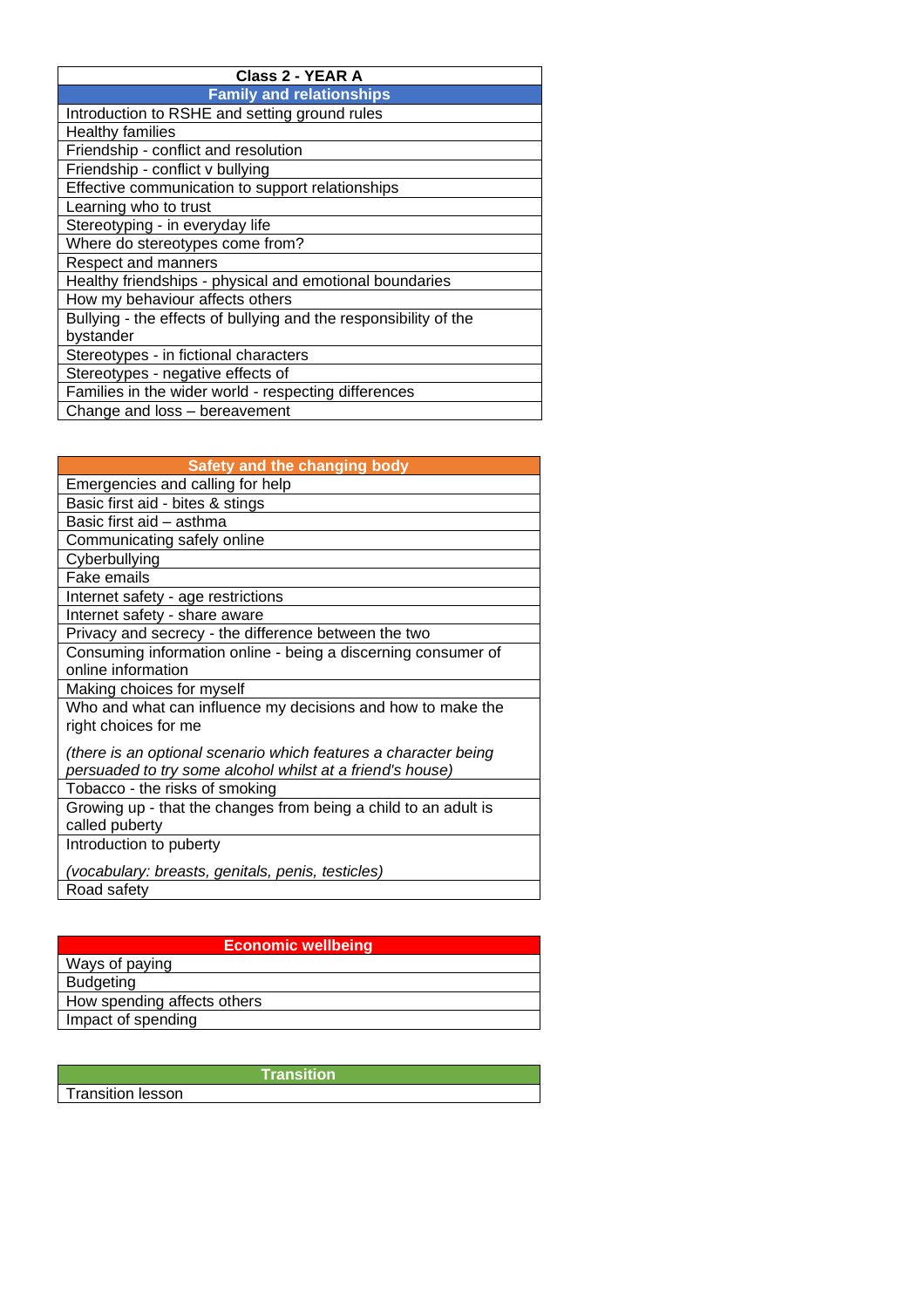| Class 2 - YEAR A |
| --- |
| **Family and relationships** |
| Introduction to RSHE and setting ground rules |
| Healthy families |
| Friendship - conflict and resolution |
| Friendship - conflict v bullying |
| Effective communication to support relationships |
| Learning who to trust |
| Stereotyping - in everyday life |
| Where do stereotypes come from? |
| Respect and manners |
| Healthy friendships - physical and emotional boundaries |
| How my behaviour affects others |
| Bullying - the effects of bullying and the responsibility of the bystander |
| Stereotypes - in fictional characters |
| Stereotypes - negative effects of |
| Families in the wider world - respecting differences |
| Change and loss – bereavement |

| Safety and the changing body |
| --- |
| Emergencies and calling for help |
| Basic first aid - bites & stings |
| Basic first aid – asthma |
| Communicating safely online |
| Cyberbullying |
| Fake emails |
| Internet safety - age restrictions |
| Internet safety - share aware |
| Privacy and secrecy - the difference between the two |
| Consuming information online - being a discerning consumer of online information |
| Making choices for myself |
| Who and what can influence my decisions and how to make the right choices for me *(there is an optional scenario which features a character being persuaded to try some alcohol whilst at a friend's house)* |
| Tobacco - the risks of smoking |
| Growing up - that the changes from being a child to an adult is called puberty |
| Introduction to puberty *(vocabulary: breasts, genitals, penis, testicles)* |
| Road safety |

| Economic wellbeing |
| --- |
| Ways of paying |
| Budgeting |
| How spending affects others |
| Impact of spending |

| Transition |
| --- |
| Transition lesson |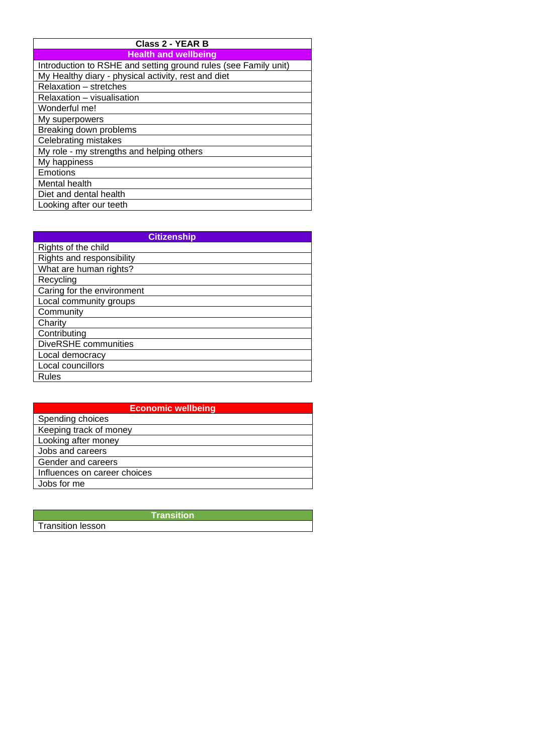| Class 2 - YEAR B |
| --- |
| **Health and wellbeing** |
| Introduction to RSHE and setting ground rules (see Family unit) |
| My Healthy diary - physical activity, rest and diet |
| Relaxation – stretches |
| Relaxation – visualisation |
| Wonderful me! |
| My superpowers |
| Breaking down problems |
| Celebrating mistakes |
| My role - my strengths and helping others |
| My happiness |
| Emotions |
| Mental health |
| Diet and dental health |
| Looking after our teeth |

| Citizenship |
| --- |
| Rights of the child |
| Rights and responsibility |
| What are human rights? |
| Recycling |
| Caring for the environment |
| Local community groups |
| Community |
| Charity |
| Contributing |
| DiveRSHE communities |
| Local democracy |
| Local councillors |
| Rules |

| Economic wellbeing |
| --- |
| Spending choices |
| Keeping track of money |
| Looking after money |
| Jobs and careers |
| Gender and careers |
| Influences on career choices |
| Jobs for me |

| Transition |
| --- |
| Transition lesson |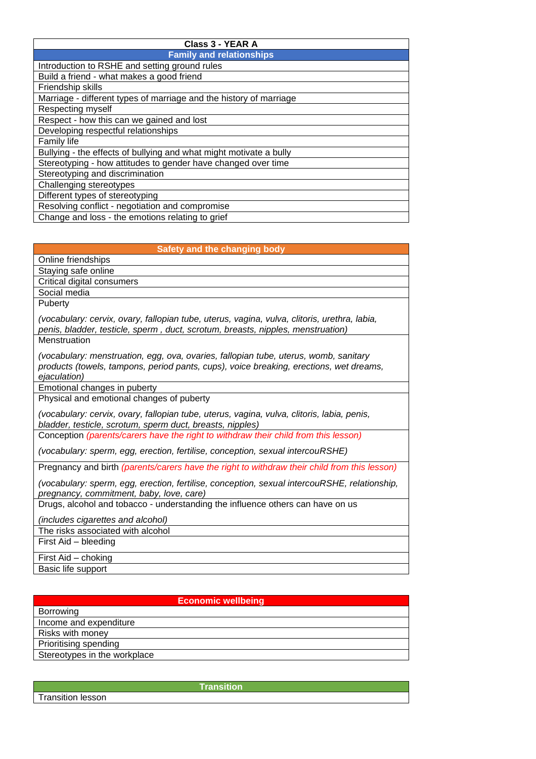| Class 3 - YEAR A |
| --- |
| **Family and relationships** |
| Introduction to RSHE and setting ground rules |
| Build a friend - what makes a good friend |
| Friendship skills |
| Marriage - different types of marriage and the history of marriage |
| Respecting myself |
| Respect - how this can we gained and lost |
| Developing respectful relationships |
| Family life |
| Bullying - the effects of bullying and what might motivate a bully |
| Stereotyping - how attitudes to gender have changed over time |
| Stereotyping and discrimination |
| Challenging stereotypes |
| Different types of stereotyping |
| Resolving conflict - negotiation and compromise |
| Change and loss - the emotions relating to grief |

| Safety and the changing body |
| --- |
| Online friendships |
| Staying safe online |
| Critical digital consumers |
| Social media |
| Puberty<br><br>*(vocabulary: cervix, ovary, fallopian tube, uterus, vagina, vulva, clitoris, urethra, labia, penis, bladder, testicle, sperm , duct, scrotum, breasts, nipples, menstruation)* |
| Menstruation<br><br>*(vocabulary: menstruation, egg, ova, ovaries, fallopian tube, uterus, womb, sanitary products (towels, tampons, period pants, cups), voice breaking, erections, wet dreams, ejaculation)* |
| Emotional changes in puberty |
| Physical and emotional changes of puberty<br><br>*(vocabulary: cervix, ovary, fallopian tube, uterus, vagina, vulva, clitoris, labia, penis, bladder, testicle, scrotum, sperm duct, breasts, nipples)* |
| Conception *(parents/carers have the right to withdraw their child from this lesson)*<br><br>*(vocabulary: sperm, egg, erection, fertilise, conception, sexual intercouRSHE)* |
| Pregnancy and birth *(parents/carers have the right to withdraw their child from this lesson)*<br><br>*(vocabulary: sperm, egg, erection, fertilise, conception, sexual intercouRSHE, relationship, pregnancy, commitment, baby, love, care)* |
| Drugs, alcohol and tobacco - understanding the influence others can have on us<br><br>*(includes cigarettes and alcohol)* |
| The risks associated with alcohol |
| First Aid – bleeding |
| First Aid – choking |
| Basic life support |

| Economic wellbeing |
| --- |
| Borrowing |
| Income and expenditure |
| Risks with money |
| Prioritising spending |
| Stereotypes in the workplace |

| Transition |
| --- |
| Transition lesson |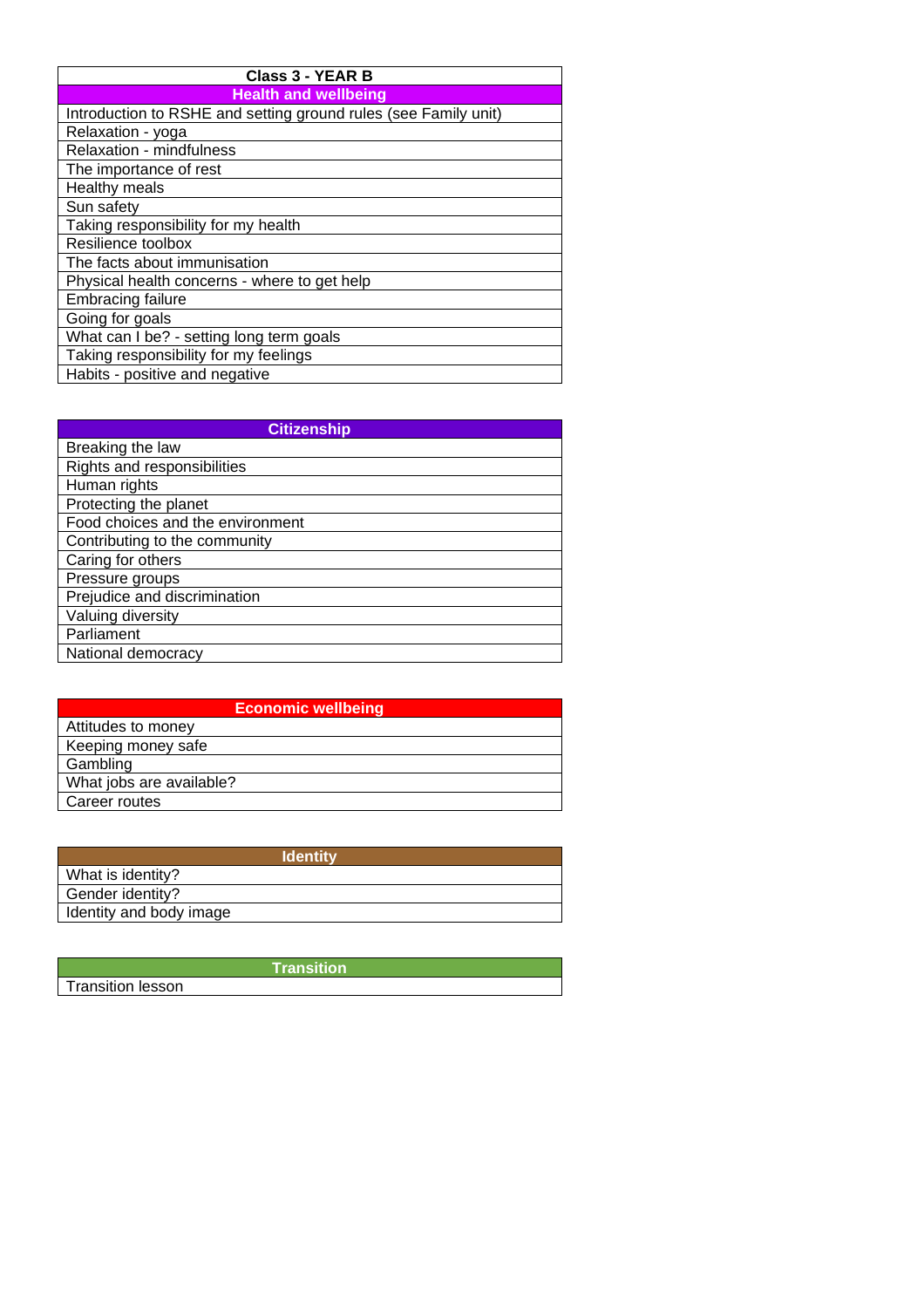| Class 3 - YEAR B |
| --- |
| **Health and wellbeing** |
| Introduction to RSHE and setting ground rules (see Family unit) |
| Relaxation - yoga |
| Relaxation - mindfulness |
| The importance of rest |
| Healthy meals |
| Sun safety |
| Taking responsibility for my health |
| Resilience toolbox |
| The facts about immunisation |
| Physical health concerns - where to get help |
| Embracing failure |
| Going for goals |
| What can I be? - setting long term goals |
| Taking responsibility for my feelings |
| Habits - positive and negative |

| Citizenship |
| --- |
| Breaking the law |
| Rights and responsibilities |
| Human rights |
| Protecting the planet |
| Food choices and the environment |
| Contributing to the community |
| Caring for others |
| Pressure groups |
| Prejudice and discrimination |
| Valuing diversity |
| Parliament |
| National democracy |

| Economic wellbeing |
| --- |
| Attitudes to money |
| Keeping money safe |
| Gambling |
| What jobs are available? |
| Career routes |

| Identity |
| --- |
| What is identity? |
| Gender identity? |
| Identity and body image |

| Transition |
| --- |
| Transition lesson |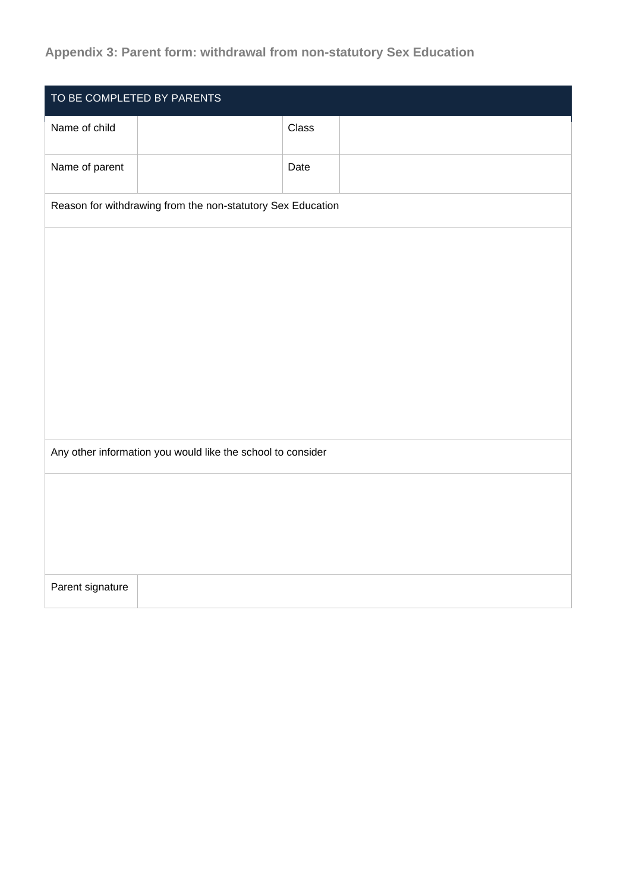### Appendix 3: Parent form: withdrawal from non-statutory Sex Education

| TO BE COMPLETED BY PARENTS | | | |
|---|---|---|---|
| Name of child | | Class | |
| Name of parent | | Date | |
| Reason for withdrawing from the non-statutory Sex Education | | | |
| | | | |
| Any other information you would like the school to consider | | | |
| | | | |
| Parent signature | | | |